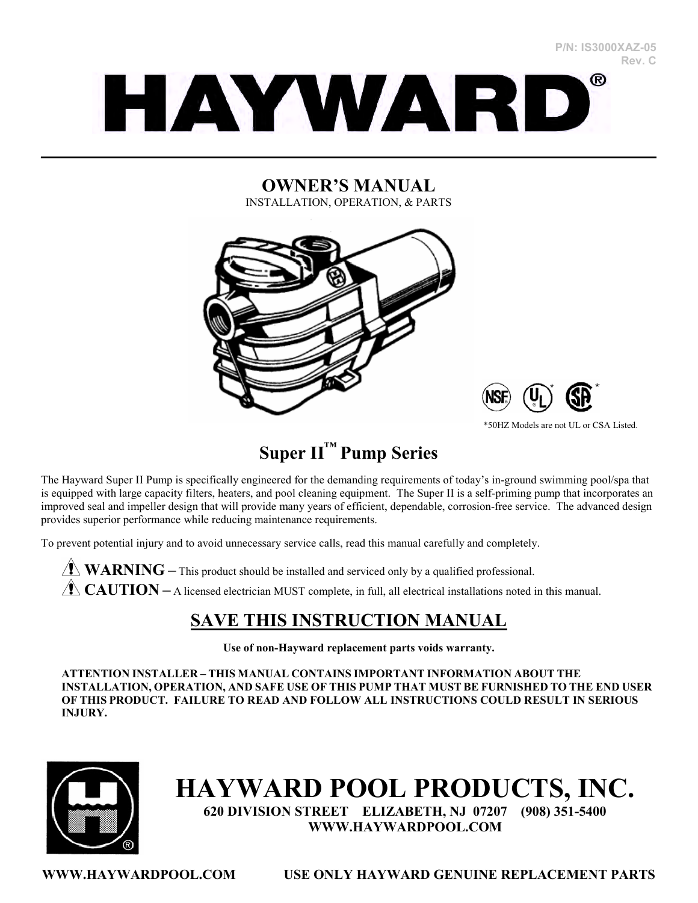P/N: IS3000XAZ-05
Rev. C

# HAYWARD®

## OWNER'S MANUAL

INSTALLATION, OPERATION, & PARTS

*50HZ Models are not UL or CSA Listed.

## Super II™ Pump Series

The Hayward Super II Pump is specifically engineered for the demanding requirements of today's in-ground swimming pool/spa that is equipped with large capacity filters, heaters, and pool cleaning equipment. The Super II is a self-priming pump that incorporates an improved seal and impeller design that will provide many years of efficient, dependable, corrosion-free service. The advanced design provides superior performance while reducing maintenance requirements.

To prevent potential injury and to avoid unnecessary service calls, read this manual carefully and completely.

⚠ **WARNING** – This product should be installed and serviced only by a qualified professional.
⚠ **CAUTION** – A licensed electrician MUST complete, in full, all electrical installations noted in this manual.

## SAVE THIS INSTRUCTION MANUAL

**Use of non-Hayward replacement parts voids warranty.**

**ATTENTION INSTALLER – THIS MANUAL CONTAINS IMPORTANT INFORMATION ABOUT THE INSTALLATION, OPERATION, AND SAFE USE OF THIS PUMP THAT MUST BE FURNISHED TO THE END USER OF THIS PRODUCT. FAILURE TO READ AND FOLLOW ALL INSTRUCTIONS COULD RESULT IN SERIOUS INJURY.**

# HAYWARD POOL PRODUCTS, INC.

**620 DIVISION STREET ELIZABETH, NJ 07207 (908) 351-5400**
**WWW.HAYWARDPOOL.COM**

**WWW.HAYWARDPOOL.COM USE ONLY HAYWARD GENUINE REPLACEMENT PARTS**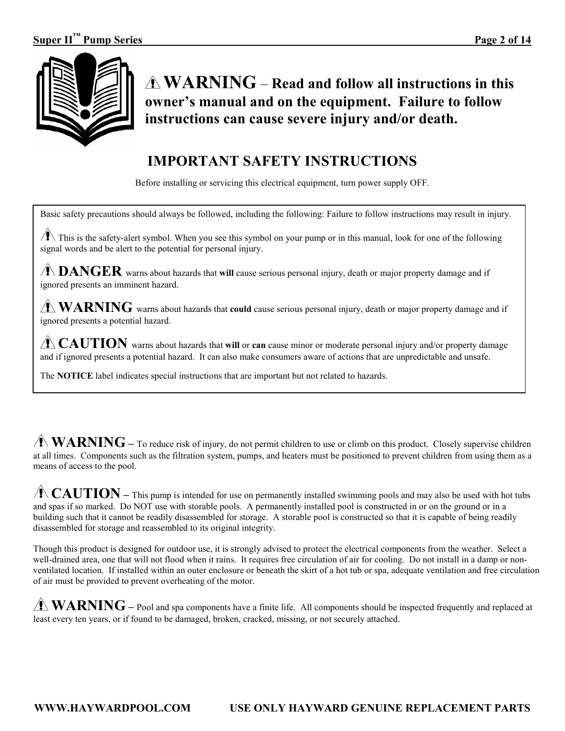**⚠ WARNING – Read and follow all instructions in this owner's manual and on the equipment. Failure to follow instructions can cause severe injury and/or death.**

# IMPORTANT SAFETY INSTRUCTIONS

Before installing or servicing this electrical equipment, turn power supply OFF.

Basic safety precautions should always be followed, including the following: Failure to follow instructions may result in injury.

⚠ This is the safety-alert symbol. When you see this symbol on your pump or in this manual, look for one of the following signal words and be alert to the potential for personal injury.

⚠ **DANGER** warns about hazards that **will** cause serious personal injury, death or major property damage and if ignored presents an imminent hazard.

⚠ **WARNING** warns about hazards that **could** cause serious personal injury, death or major property damage and if ignored presents a potential hazard.

⚠ **CAUTION** warns about hazards that **will** or **can** cause minor or moderate personal injury and/or property damage and if ignored presents a potential hazard. It can also make consumers aware of actions that are unpredictable and unsafe.

The **NOTICE** label indicates special instructions that are important but not related to hazards.

⚠ **WARNING –** To reduce risk of injury, do not permit children to use or climb on this product. Closely supervise children at all times. Components such as the filtration system, pumps, and heaters must be positioned to prevent children from using them as a means of access to the pool.

⚠ **CAUTION –** This pump is intended for use on permanently installed swimming pools and may also be used with hot tubs and spas if so marked. Do NOT use with storable pools. A permanently installed pool is constructed in or on the ground or in a building such that it cannot be readily disassembled for storage. A storable pool is constructed so that it is capable of being readily disassembled for storage and reassembled to its original integrity.

Though this product is designed for outdoor use, it is strongly advised to protect the electrical components from the weather. Select a well-drained area, one that will not flood when it rains. It requires free circulation of air for cooling. Do not install in a damp or non-ventilated location. If installed within an outer enclosure or beneath the skirt of a hot tub or spa, adequate ventilation and free circulation of air must be provided to prevent overheating of the motor.

⚠ **WARNING –** Pool and spa components have a finite life. All components should be inspected frequently and replaced at least every ten years, or if found to be damaged, broken, cracked, missing, or not securely attached.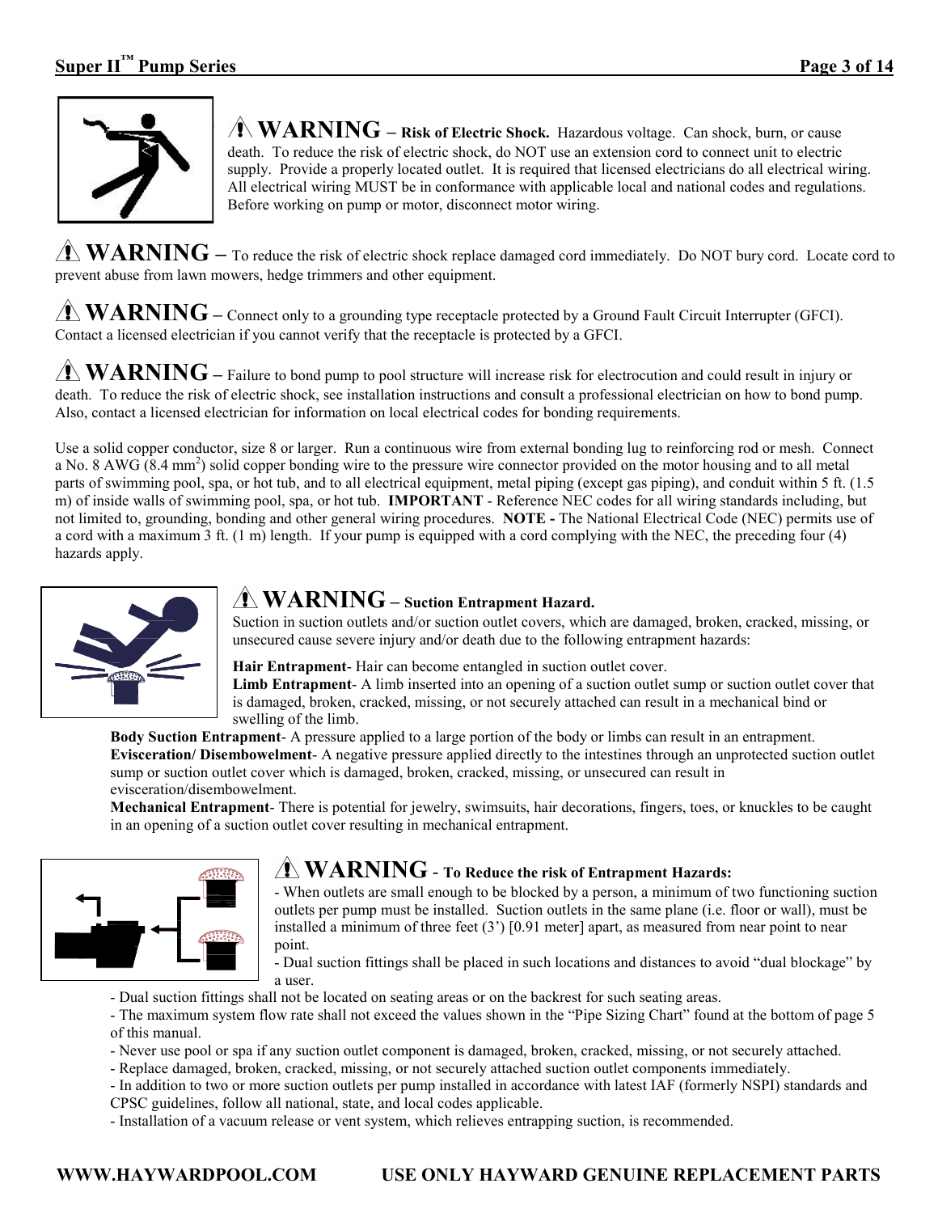**⚠ WARNING – Risk of Electric Shock.** Hazardous voltage. Can shock, burn, or cause death. To reduce the risk of electric shock, do NOT use an extension cord to connect unit to electric supply. Provide a properly located outlet. It is required that licensed electricians do all electrical wiring. All electrical wiring MUST be in conformance with applicable local and national codes and regulations. Before working on pump or motor, disconnect motor wiring.

**⚠ WARNING –** To reduce the risk of electric shock replace damaged cord immediately. Do NOT bury cord. Locate cord to prevent abuse from lawn mowers, hedge trimmers and other equipment.

**⚠ WARNING –** Connect only to a grounding type receptacle protected by a Ground Fault Circuit Interrupter (GFCI). Contact a licensed electrician if you cannot verify that the receptacle is protected by a GFCI.

**⚠ WARNING –** Failure to bond pump to pool structure will increase risk for electrocution and could result in injury or death. To reduce the risk of electric shock, see installation instructions and consult a professional electrician on how to bond pump. Also, contact a licensed electrician for information on local electrical codes for bonding requirements.

Use a solid copper conductor, size 8 or larger. Run a continuous wire from external bonding lug to reinforcing rod or mesh. Connect a No. 8 AWG (8.4 $mm^2$) solid copper bonding wire to the pressure wire connector provided on the motor housing and to all metal parts of swimming pool, spa, or hot tub, and to all electrical equipment, metal piping (except gas piping), and conduit within 5 ft. (1.5 m) of inside walls of swimming pool, spa, or hot tub. **IMPORTANT** - Reference NEC codes for all wiring standards including, but not limited to, grounding, bonding and other general wiring procedures. **NOTE -** The National Electrical Code (NEC) permits use of a cord with a maximum 3 ft. (1 m) length. If your pump is equipped with a cord complying with the NEC, the preceding four (4) hazards apply.

**⚠ WARNING – Suction Entrapment Hazard.**

Suction in suction outlets and/or suction outlet covers, which are damaged, broken, cracked, missing, or unsecured cause severe injury and/or death due to the following entrapment hazards:

**Hair Entrapment**- Hair can become entangled in suction outlet cover.
**Limb Entrapment**- A limb inserted into an opening of a suction outlet sump or suction outlet cover that is damaged, broken, cracked, missing, or not securely attached can result in a mechanical bind or swelling of the limb.
**Body Suction Entrapment**- A pressure applied to a large portion of the body or limbs can result in an entrapment.
**Evisceration/ Disembowelment**- A negative pressure applied directly to the intestines through an unprotected suction outlet sump or suction outlet cover which is damaged, broken, cracked, missing, or unsecured can result in evisceration/disembowelment.
**Mechanical Entrapment**- There is potential for jewelry, swimsuits, hair decorations, fingers, toes, or knuckles to be caught in an opening of a suction outlet cover resulting in mechanical entrapment.

**⚠ WARNING - To Reduce the risk of Entrapment Hazards:**

- When outlets are small enough to be blocked by a person, a minimum of two functioning suction outlets per pump must be installed. Suction outlets in the same plane (i.e. floor or wall), must be installed a minimum of three feet (3') [0.91 meter] apart, as measured from near point to near point.
- Dual suction fittings shall be placed in such locations and distances to avoid "dual blockage" by a user.
- Dual suction fittings shall not be located on seating areas or on the backrest for such seating areas.
- The maximum system flow rate shall not exceed the values shown in the "Pipe Sizing Chart" found at the bottom of page 5 of this manual.
- Never use pool or spa if any suction outlet component is damaged, broken, cracked, missing, or not securely attached.
- Replace damaged, broken, cracked, missing, or not securely attached suction outlet components immediately.
- In addition to two or more suction outlets per pump installed in accordance with latest IAF (formerly NSPI) standards and CPSC guidelines, follow all national, state, and local codes applicable.
- Installation of a vacuum release or vent system, which relieves entrapping suction, is recommended.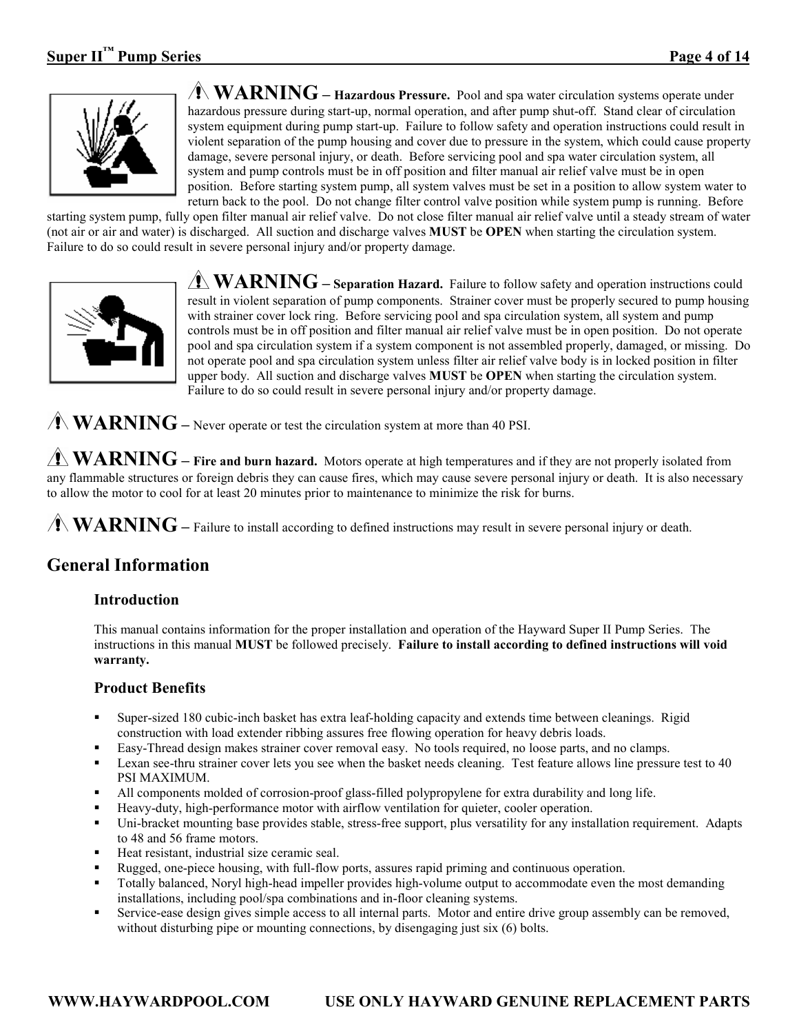**⚠ WARNING – Hazardous Pressure.** Pool and spa water circulation systems operate under hazardous pressure during start-up, normal operation, and after pump shut-off. Stand clear of circulation system equipment during pump start-up. Failure to follow safety and operation instructions could result in violent separation of the pump housing and cover due to pressure in the system, which could cause property damage, severe personal injury, or death. Before servicing pool and spa water circulation system, all system and pump controls must be in off position and filter manual air relief valve must be in open position. Before starting system pump, all system valves must be set in a position to allow system water to return back to the pool. Do not change filter control valve position while system pump is running. Before starting system pump, fully open filter manual air relief valve. Do not close filter manual air relief valve until a steady stream of water (not air or air and water) is discharged. All suction and discharge valves **MUST** be **OPEN** when starting the circulation system. Failure to do so could result in severe personal injury and/or property damage.

**⚠ WARNING – Separation Hazard.** Failure to follow safety and operation instructions could result in violent separation of pump components. Strainer cover must be properly secured to pump housing with strainer cover lock ring. Before servicing pool and spa circulation system, all system and pump controls must be in off position and filter manual air relief valve must be in open position. Do not operate pool and spa circulation system if a system component is not assembled properly, damaged, or missing. Do not operate pool and spa circulation system unless filter air relief valve body is in locked position in filter upper body. All suction and discharge valves **MUST** be **OPEN** when starting the circulation system. Failure to do so could result in severe personal injury and/or property damage.

**⚠ WARNING –** Never operate or test the circulation system at more than 40 PSI.

**⚠ WARNING – Fire and burn hazard.** Motors operate at high temperatures and if they are not properly isolated from any flammable structures or foreign debris they can cause fires, which may cause severe personal injury or death. It is also necessary to allow the motor to cool for at least 20 minutes prior to maintenance to minimize the risk for burns.

**⚠ WARNING –** Failure to install according to defined instructions may result in severe personal injury or death.

# General Information

## Introduction

This manual contains information for the proper installation and operation of the Hayward Super II Pump Series. The instructions in this manual **MUST** be followed precisely. **Failure to install according to defined instructions will void warranty.**

## Product Benefits

- Super-sized 180 cubic-inch basket has extra leaf-holding capacity and extends time between cleanings. Rigid construction with load extender ribbing assures free flowing operation for heavy debris loads.
- Easy-Thread design makes strainer cover removal easy. No tools required, no loose parts, and no clamps.
- Lexan see-thru strainer cover lets you see when the basket needs cleaning. Test feature allows line pressure test to 40 PSI MAXIMUM.
- All components molded of corrosion-proof glass-filled polypropylene for extra durability and long life.
- Heavy-duty, high-performance motor with airflow ventilation for quieter, cooler operation.
- Uni-bracket mounting base provides stable, stress-free support, plus versatility for any installation requirement. Adapts to 48 and 56 frame motors.
- Heat resistant, industrial size ceramic seal.
- Rugged, one-piece housing, with full-flow ports, assures rapid priming and continuous operation.
- Totally balanced, Noryl high-head impeller provides high-volume output to accommodate even the most demanding installations, including pool/spa combinations and in-floor cleaning systems.
- Service-ease design gives simple access to all internal parts. Motor and entire drive group assembly can be removed, without disturbing pipe or mounting connections, by disengaging just six (6) bolts.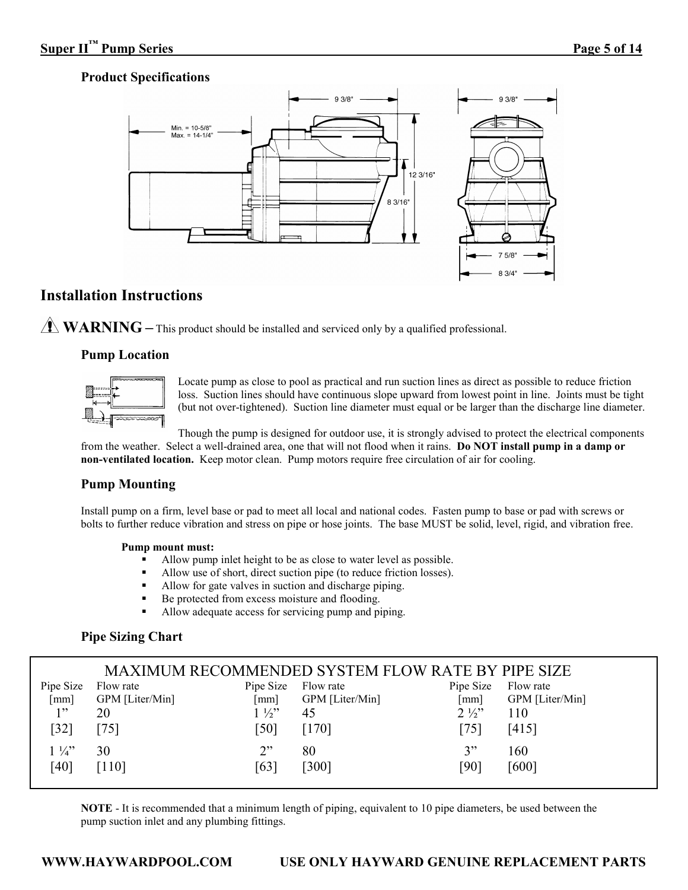### Product Specifications

## Installation Instructions

⚠ **WARNING –** This product should be installed and serviced only by a qualified professional.

### Pump Location

Locate pump as close to pool as practical and run suction lines as direct as possible to reduce friction loss. Suction lines should have continuous slope upward from lowest point in line. Joints must be tight (but not over-tightened). Suction line diameter must equal or be larger than the discharge line diameter.

Though the pump is designed for outdoor use, it is strongly advised to protect the electrical components from the weather. Select a well-drained area, one that will not flood when it rains. **Do NOT install pump in a damp or non-ventilated location.** Keep motor clean. Pump motors require free circulation of air for cooling.

### Pump Mounting

Install pump on a firm, level base or pad to meet all local and national codes. Fasten pump to base or pad with screws or bolts to further reduce vibration and stress on pipe or hose joints. The base MUST be solid, level, rigid, and vibration free.

**Pump mount must:**

- Allow pump inlet height to be as close to water level as possible.
- Allow use of short, direct suction pipe (to reduce friction losses).
- Allow for gate valves in suction and discharge piping.
- Be protected from excess moisture and flooding.
- Allow adequate access for servicing pump and piping.

### Pipe Sizing Chart

MAXIMUM RECOMMENDED SYSTEM FLOW RATE BY PIPE SIZE

| Pipe Size [mm] | Flow rate GPM [Liter/Min] | Pipe Size [mm] | Flow rate GPM [Liter/Min] | Pipe Size [mm] | Flow rate GPM [Liter/Min] |
|---|---|---|---|---|---|
| 1” [32] | 20 [75] | 1 ½” [50] | 45 [170] | 2 ½” [75] | 110 [415] |
| 1 ¼” [40] | 30 [110] | 2” [63] | 80 [300] | 3” [90] | 160 [600] |

**NOTE** - It is recommended that a minimum length of piping, equivalent to 10 pipe diameters, be used between the pump suction inlet and any plumbing fittings.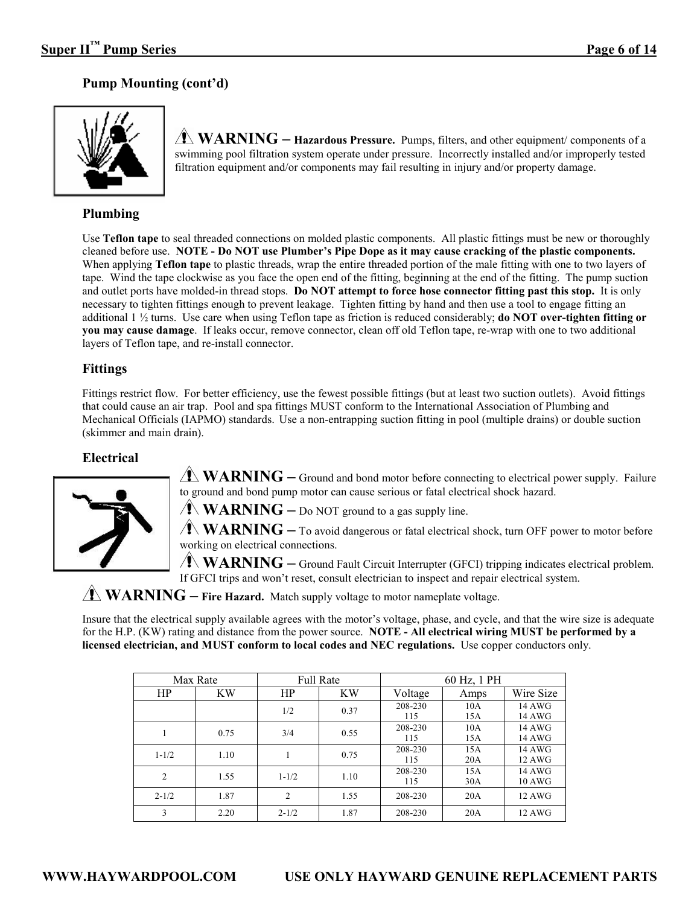## Pump Mounting (cont'd)

⚠ **WARNING – Hazardous Pressure.** Pumps, filters, and other equipment/ components of a swimming pool filtration system operate under pressure. Incorrectly installed and/or improperly tested filtration equipment and/or components may fail resulting in injury and/or property damage.

### Plumbing

Use **Teflon tape** to seal threaded connections on molded plastic components. All plastic fittings must be new or thoroughly cleaned before use. **NOTE - Do NOT use Plumber's Pipe Dope as it may cause cracking of the plastic components.** When applying **Teflon tape** to plastic threads, wrap the entire threaded portion of the male fitting with one to two layers of tape. Wind the tape clockwise as you face the open end of the fitting, beginning at the end of the fitting. The pump suction and outlet ports have molded-in thread stops. **Do NOT attempt to force hose connector fitting past this stop.** It is only necessary to tighten fittings enough to prevent leakage. Tighten fitting by hand and then use a tool to engage fitting an additional 1 ½ turns. Use care when using Teflon tape as friction is reduced considerably; **do NOT over-tighten fitting or you may cause damage**. If leaks occur, remove connector, clean off old Teflon tape, re-wrap with one to two additional layers of Teflon tape, and re-install connector.

### Fittings

Fittings restrict flow. For better efficiency, use the fewest possible fittings (but at least two suction outlets). Avoid fittings that could cause an air trap. Pool and spa fittings MUST conform to the International Association of Plumbing and Mechanical Officials (IAPMO) standards. Use a non-entrapping suction fitting in pool (multiple drains) or double suction (skimmer and main drain).

### Electrical

⚠ **WARNING –** Ground and bond motor before connecting to electrical power supply. Failure to ground and bond pump motor can cause serious or fatal electrical shock hazard.

⚠ **WARNING –** Do NOT ground to a gas supply line.

⚠ **WARNING –** To avoid dangerous or fatal electrical shock, turn OFF power to motor before working on electrical connections.

⚠ **WARNING –** Ground Fault Circuit Interrupter (GFCI) tripping indicates electrical problem. If GFCI trips and won't reset, consult electrician to inspect and repair electrical system.

⚠ **WARNING – Fire Hazard.** Match supply voltage to motor nameplate voltage.

Insure that the electrical supply available agrees with the motor's voltage, phase, and cycle, and that the wire size is adequate for the H.P. (KW) rating and distance from the power source. **NOTE - All electrical wiring MUST be performed by a licensed electrician, and MUST conform to local codes and NEC regulations.** Use copper conductors only.

| Max Rate | | Full Rate | | 60 Hz, 1 PH | | |
|---|---|---|---|---|---|---|
| HP | KW | HP | KW | Voltage | Amps | Wire Size |
| | | 1/2 | 0.37 | 208-230<br>115 | 10A<br>15A | 14 AWG<br>14 AWG |
| 1 | 0.75 | 3/4 | 0.55 | 208-230<br>115 | 10A<br>15A | 14 AWG<br>14 AWG |
| 1-1/2 | 1.10 | 1 | 0.75 | 208-230<br>115 | 15A<br>20A | 14 AWG<br>12 AWG |
| 2 | 1.55 | 1-1/2 | 1.10 | 208-230<br>115 | 15A<br>30A | 14 AWG<br>10 AWG |
| 2-1/2 | 1.87 | 2 | 1.55 | 208-230 | 20A | 12 AWG |
| 3 | 2.20 | 2-1/2 | 1.87 | 208-230 | 20A | 12 AWG |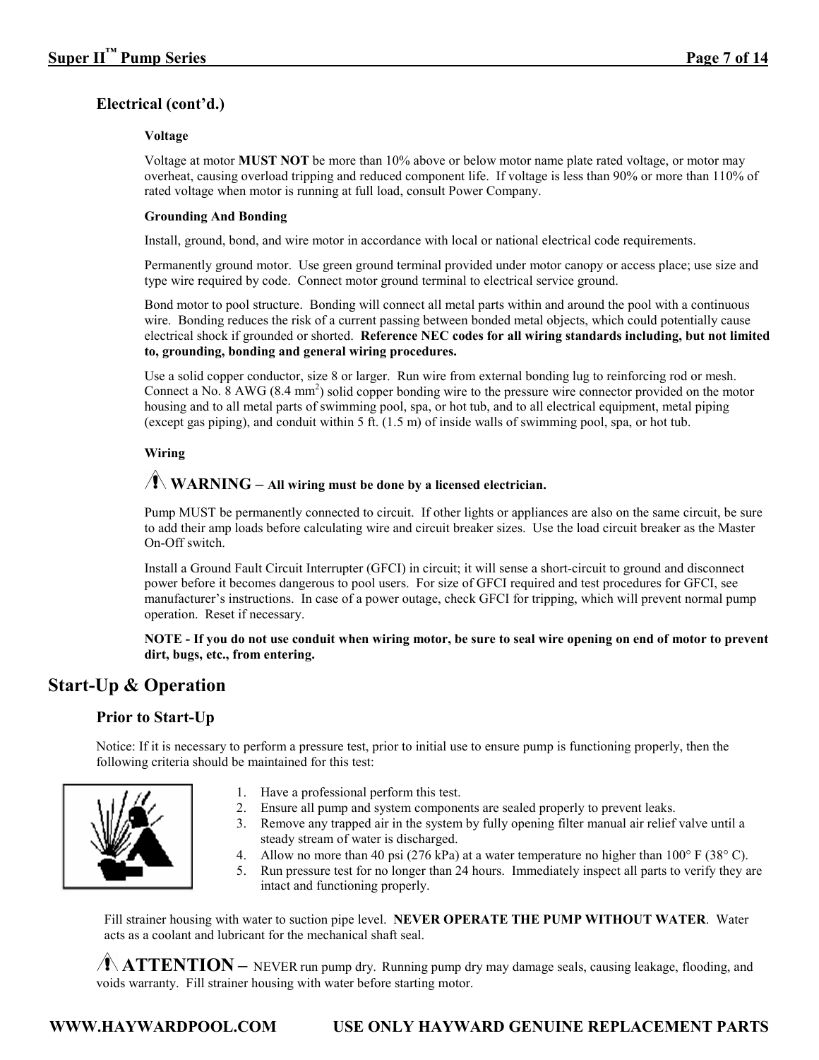### Electrical (cont'd.)

#### Voltage

Voltage at motor **MUST NOT** be more than 10% above or below motor name plate rated voltage, or motor may overheat, causing overload tripping and reduced component life. If voltage is less than 90% or more than 110% of rated voltage when motor is running at full load, consult Power Company.

#### Grounding And Bonding

Install, ground, bond, and wire motor in accordance with local or national electrical code requirements.

Permanently ground motor. Use green ground terminal provided under motor canopy or access place; use size and type wire required by code. Connect motor ground terminal to electrical service ground.

Bond motor to pool structure. Bonding will connect all metal parts within and around the pool with a continuous wire. Bonding reduces the risk of a current passing between bonded metal objects, which could potentially cause electrical shock if grounded or shorted. **Reference NEC codes for all wiring standards including, but not limited to, grounding, bonding and general wiring procedures.**

Use a solid copper conductor, size 8 or larger. Run wire from external bonding lug to reinforcing rod or mesh. Connect a No. 8 AWG (8.4 $mm^2$) solid copper bonding wire to the pressure wire connector provided on the motor housing and to all metal parts of swimming pool, spa, or hot tub, and to all electrical equipment, metal piping (except gas piping), and conduit within 5 ft. (1.5 m) of inside walls of swimming pool, spa, or hot tub.

#### Wiring

**⚠ WARNING – All wiring must be done by a licensed electrician.**

Pump MUST be permanently connected to circuit. If other lights or appliances are also on the same circuit, be sure to add their amp loads before calculating wire and circuit breaker sizes. Use the load circuit breaker as the Master On-Off switch.

Install a Ground Fault Circuit Interrupter (GFCI) in circuit; it will sense a short-circuit to ground and disconnect power before it becomes dangerous to pool users. For size of GFCI required and test procedures for GFCI, see manufacturer's instructions. In case of a power outage, check GFCI for tripping, which will prevent normal pump operation. Reset if necessary.

**NOTE - If you do not use conduit when wiring motor, be sure to seal wire opening on end of motor to prevent dirt, bugs, etc., from entering.**

## Start-Up & Operation

### Prior to Start-Up

Notice: If it is necessary to perform a pressure test, prior to initial use to ensure pump is functioning properly, then the following criteria should be maintained for this test:

1. Have a professional perform this test.
2. Ensure all pump and system components are sealed properly to prevent leaks.
3. Remove any trapped air in the system by fully opening filter manual air relief valve until a steady stream of water is discharged.
4. Allow no more than 40 psi (276 kPa) at a water temperature no higher than 100° F (38° C).
5. Run pressure test for no longer than 24 hours. Immediately inspect all parts to verify they are intact and functioning properly.

Fill strainer housing with water to suction pipe level. **NEVER OPERATE THE PUMP WITHOUT WATER**. Water acts as a coolant and lubricant for the mechanical shaft seal.

**⚠ ATTENTION –** NEVER run pump dry. Running pump dry may damage seals, causing leakage, flooding, and voids warranty. Fill strainer housing with water before starting motor.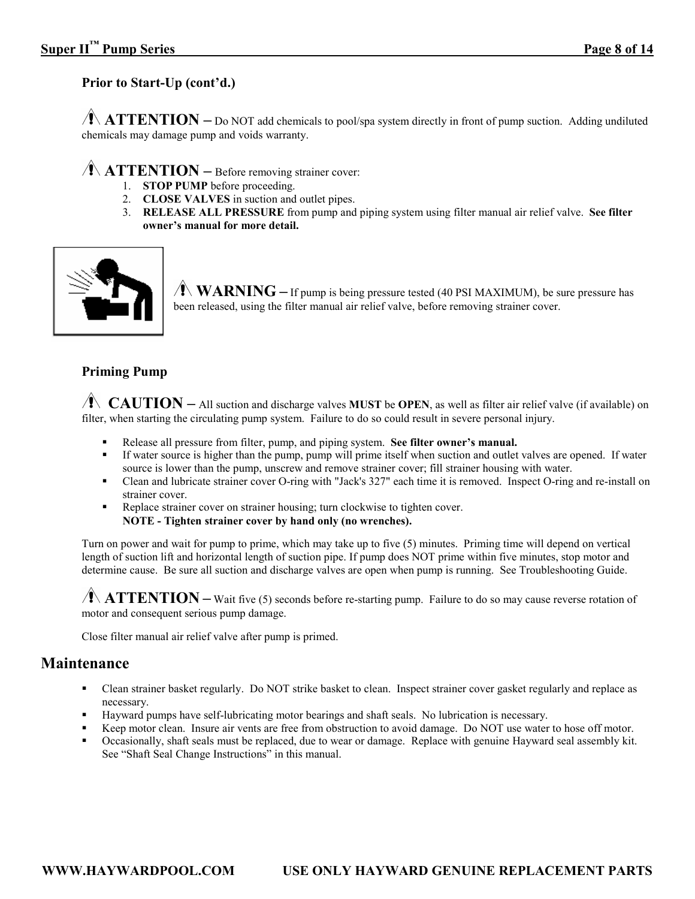### Prior to Start-Up (cont'd.)

⚠ **ATTENTION** – Do NOT add chemicals to pool/spa system directly in front of pump suction. Adding undiluted chemicals may damage pump and voids warranty.

⚠ **ATTENTION** – Before removing strainer cover:

1. **STOP PUMP** before proceeding.
2. **CLOSE VALVES** in suction and outlet pipes.
3. **RELEASE ALL PRESSURE** from pump and piping system using filter manual air relief valve. **See filter owner's manual for more detail.**

⚠ **WARNING** – If pump is being pressure tested (40 PSI MAXIMUM), be sure pressure has been released, using the filter manual air relief valve, before removing strainer cover.

### Priming Pump

⚠ **CAUTION** – All suction and discharge valves **MUST** be **OPEN**, as well as filter air relief valve (if available) on filter, when starting the circulating pump system. Failure to do so could result in severe personal injury.

- Release all pressure from filter, pump, and piping system. **See filter owner's manual.**
- If water source is higher than the pump, pump will prime itself when suction and outlet valves are opened. If water source is lower than the pump, unscrew and remove strainer cover; fill strainer housing with water.
- Clean and lubricate strainer cover O-ring with "Jack's 327" each time it is removed. Inspect O-ring and re-install on strainer cover.
- Replace strainer cover on strainer housing; turn clockwise to tighten cover.
  **NOTE - Tighten strainer cover by hand only (no wrenches).**

Turn on power and wait for pump to prime, which may take up to five (5) minutes. Priming time will depend on vertical length of suction lift and horizontal length of suction pipe. If pump does NOT prime within five minutes, stop motor and determine cause. Be sure all suction and discharge valves are open when pump is running. See Troubleshooting Guide.

⚠ **ATTENTION** – Wait five (5) seconds before re-starting pump. Failure to do so may cause reverse rotation of motor and consequent serious pump damage.

Close filter manual air relief valve after pump is primed.

## Maintenance

- Clean strainer basket regularly. Do NOT strike basket to clean. Inspect strainer cover gasket regularly and replace as necessary.
- Hayward pumps have self-lubricating motor bearings and shaft seals. No lubrication is necessary.
- Keep motor clean. Insure air vents are free from obstruction to avoid damage. Do NOT use water to hose off motor.
- Occasionally, shaft seals must be replaced, due to wear or damage. Replace with genuine Hayward seal assembly kit. See "Shaft Seal Change Instructions" in this manual.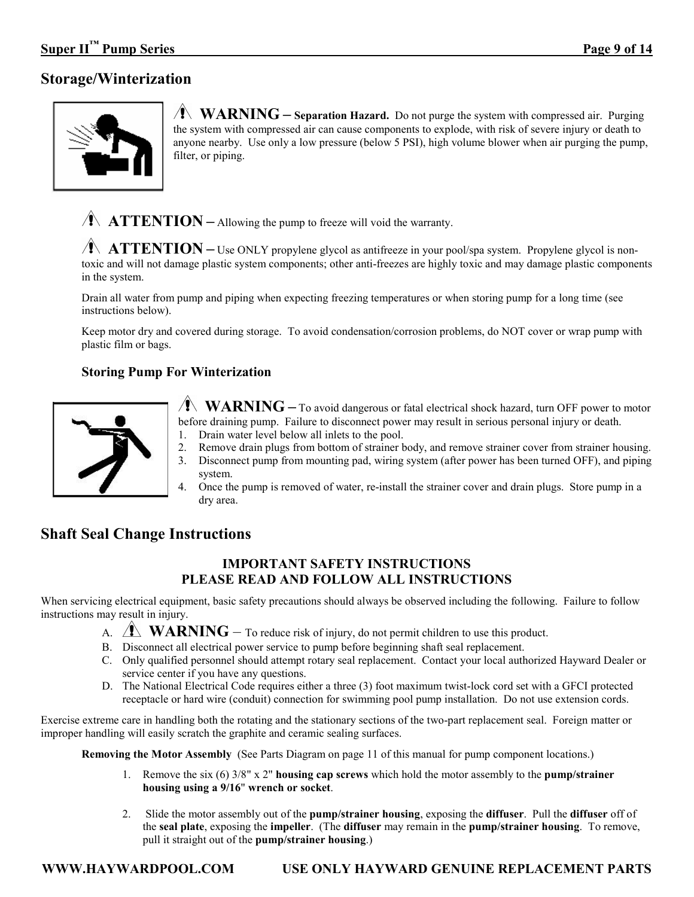## Storage/Winterization

⚠ **WARNING – Separation Hazard.** Do not purge the system with compressed air. Purging the system with compressed air can cause components to explode, with risk of severe injury or death to anyone nearby. Use only a low pressure (below 5 PSI), high volume blower when air purging the pump, filter, or piping.

⚠ **ATTENTION –** Allowing the pump to freeze will void the warranty.

⚠ **ATTENTION –** Use ONLY propylene glycol as antifreeze in your pool/spa system. Propylene glycol is non-toxic and will not damage plastic system components; other anti-freezes are highly toxic and may damage plastic components in the system.

Drain all water from pump and piping when expecting freezing temperatures or when storing pump for a long time (see instructions below).

Keep motor dry and covered during storage. To avoid condensation/corrosion problems, do NOT cover or wrap pump with plastic film or bags.

### Storing Pump For Winterization

⚠ **WARNING –** To avoid dangerous or fatal electrical shock hazard, turn OFF power to motor before draining pump. Failure to disconnect power may result in serious personal injury or death.

1. Drain water level below all inlets to the pool.
2. Remove drain plugs from bottom of strainer body, and remove strainer cover from strainer housing.
3. Disconnect pump from mounting pad, wiring system (after power has been turned OFF), and piping system.
4. Once the pump is removed of water, re-install the strainer cover and drain plugs. Store pump in a dry area.

## Shaft Seal Change Instructions

**IMPORTANT SAFETY INSTRUCTIONS**
**PLEASE READ AND FOLLOW ALL INSTRUCTIONS**

When servicing electrical equipment, basic safety precautions should always be observed including the following. Failure to follow instructions may result in injury.

A. ⚠ **WARNING –** To reduce risk of injury, do not permit children to use this product.
B. Disconnect all electrical power service to pump before beginning shaft seal replacement.
C. Only qualified personnel should attempt rotary seal replacement. Contact your local authorized Hayward Dealer or service center if you have any questions.
D. The National Electrical Code requires either a three (3) foot maximum twist-lock cord set with a GFCI protected receptacle or hard wire (conduit) connection for swimming pool pump installation. Do not use extension cords.

Exercise extreme care in handling both the rotating and the stationary sections of the two-part replacement seal. Foreign matter or improper handling will easily scratch the graphite and ceramic sealing surfaces.

**Removing the Motor Assembly** (See Parts Diagram on page 11 of this manual for pump component locations.)

1. Remove the six (6) 3/8" x 2" **housing cap screws** which hold the motor assembly to the **pump/strainer housing using a 9/16" wrench or socket**.

2. Slide the motor assembly out of the **pump/strainer housing**, exposing the **diffuser**. Pull the **diffuser** off of the **seal plate**, exposing the **impeller**. (The **diffuser** may remain in the **pump/strainer housing**. To remove, pull it straight out of the **pump/strainer housing**.)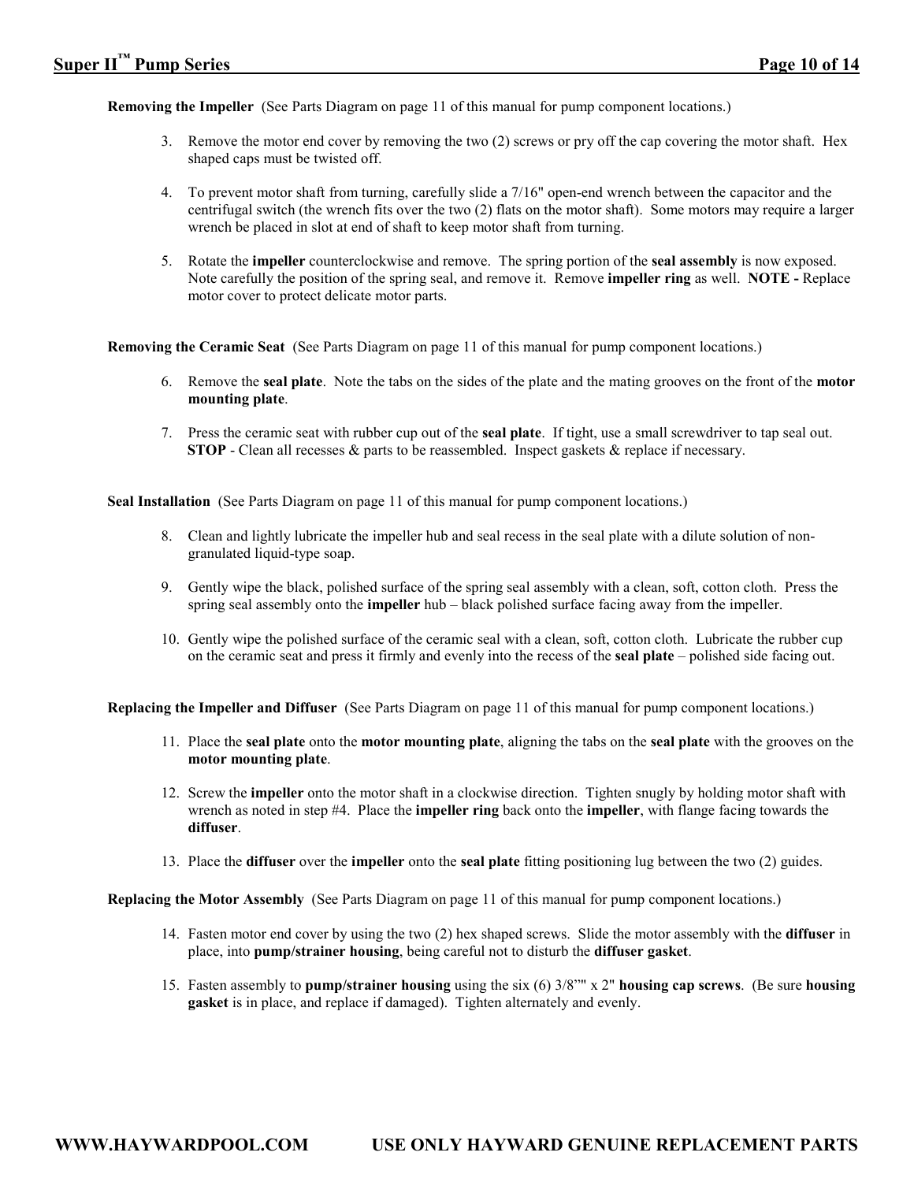**Removing the Impeller** (See Parts Diagram on page 11 of this manual for pump component locations.)

3. Remove the motor end cover by removing the two (2) screws or pry off the cap covering the motor shaft. Hex shaped caps must be twisted off.

4. To prevent motor shaft from turning, carefully slide a 7/16" open-end wrench between the capacitor and the centrifugal switch (the wrench fits over the two (2) flats on the motor shaft). Some motors may require a larger wrench be placed in slot at end of shaft to keep motor shaft from turning.

5. Rotate the **impeller** counterclockwise and remove. The spring portion of the **seal assembly** is now exposed. Note carefully the position of the spring seal, and remove it. Remove **impeller ring** as well. **NOTE -** Replace motor cover to protect delicate motor parts.

**Removing the Ceramic Seat** (See Parts Diagram on page 11 of this manual for pump component locations.)

6. Remove the **seal plate**. Note the tabs on the sides of the plate and the mating grooves on the front of the **motor mounting plate**.

7. Press the ceramic seat with rubber cup out of the **seal plate**. If tight, use a small screwdriver to tap seal out. **STOP** - Clean all recesses & parts to be reassembled. Inspect gaskets & replace if necessary.

**Seal Installation** (See Parts Diagram on page 11 of this manual for pump component locations.)

8. Clean and lightly lubricate the impeller hub and seal recess in the seal plate with a dilute solution of non-granulated liquid-type soap.

9. Gently wipe the black, polished surface of the spring seal assembly with a clean, soft, cotton cloth. Press the spring seal assembly onto the **impeller** hub – black polished surface facing away from the impeller.

10. Gently wipe the polished surface of the ceramic seal with a clean, soft, cotton cloth. Lubricate the rubber cup on the ceramic seat and press it firmly and evenly into the recess of the **seal plate** – polished side facing out.

**Replacing the Impeller and Diffuser** (See Parts Diagram on page 11 of this manual for pump component locations.)

11. Place the **seal plate** onto the **motor mounting plate**, aligning the tabs on the **seal plate** with the grooves on the **motor mounting plate**.

12. Screw the **impeller** onto the motor shaft in a clockwise direction. Tighten snugly by holding motor shaft with wrench as noted in step #4. Place the **impeller ring** back onto the **impeller**, with flange facing towards the **diffuser**.

13. Place the **diffuser** over the **impeller** onto the **seal plate** fitting positioning lug between the two (2) guides.

**Replacing the Motor Assembly** (See Parts Diagram on page 11 of this manual for pump component locations.)

14. Fasten motor end cover by using the two (2) hex shaped screws. Slide the motor assembly with the **diffuser** in place, into **pump/strainer housing**, being careful not to disturb the **diffuser gasket**.

15. Fasten assembly to **pump/strainer housing** using the six (6) 3/8”" x 2" **housing cap screws**. (Be sure **housing gasket** is in place, and replace if damaged). Tighten alternately and evenly.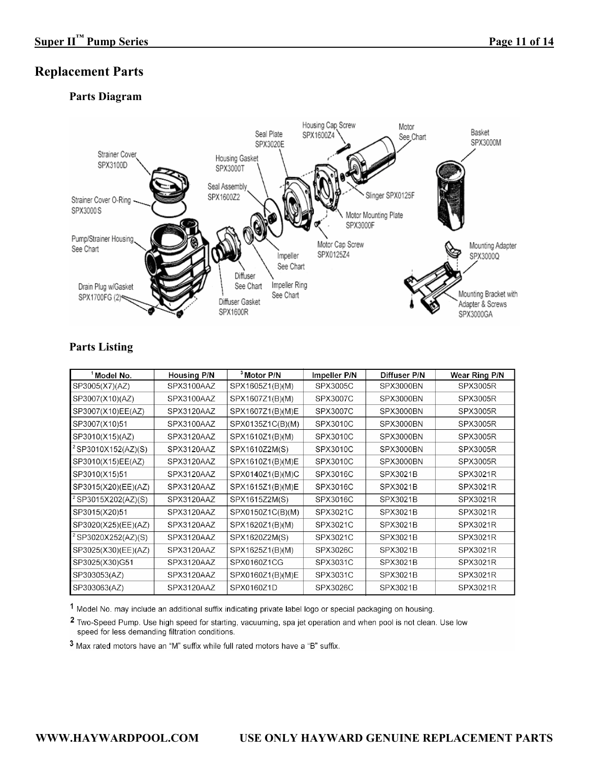# Replacement Parts

## Parts Diagram

Housing Cap Screw SPX1600Z4

Motor See Chart

Basket SPX3000M

Seal Plate SPX3020E

Strainer Cover SPX3100D

Housing Gasket SPX3000T

Seal Assembly SPX1600Z2

Slinger SPX0125F

Strainer Cover O-Ring SPX3000S

Motor Mounting Plate SPX3000F

Pump/Strainer Housing See Chart

Motor Cap Screw SPX0125Z4

Mounting Adapter SPX3000Q

Impeller See Chart

Diffuser See Chart

Impeller Ring See Chart

Drain Plug w/Gasket SPX1700FG (2)

Diffuser Gasket SPX1600R

Mounting Bracket with Adapter & Screws SPX3000GA

## Parts Listing

| [1] Model No. | Housing P/N | [3] Motor P/N | Impeller P/N | Diffuser P/N | Wear Ring P/N |
|---|---|---|---|---|---|
| SP3005(X7)(AZ) | SPX3100AAZ | SPX1605Z1(B)(M) | SPX3005C | SPX3000BN | SPX3005R |
| SP3007(X10)(AZ) | SPX3100AAZ | SPX1607Z1(B)(M) | SPX3007C | SPX3000BN | SPX3005R |
| SP3007(X10)EE(AZ) | SPX3120AAZ | SPX1607Z1(B)(M)E | SPX3007C | SPX3000BN | SPX3005R |
| SP3007(X10)51 | SPX3100AAZ | SPX0135Z1C(B)(M) | SPX3010C | SPX3000BN | SPX3005R |
| SP3010(X15)(AZ) | SPX3120AAZ | SPX1610Z1(B)(M) | SPX3010C | SPX3000BN | SPX3005R |
| [2] SP3010X152(AZ)(S) | SPX3120AAZ | SPX1610Z2M(S) | SPX3010C | SPX3000BN | SPX3005R |
| SP3010(X15)EE(AZ) | SPX3120AAZ | SPX1610Z1(B)(M)E | SPX3010C | SPX3000BN | SPX3005R |
| SP3010(X15)51 | SPX3120AAZ | SPX0140Z1(B)(M)C | SPX3016C | SPX3021B | SPX3021R |
| SP3015(X20)(EE)(AZ) | SPX3120AAZ | SPX1615Z1(B)(M)E | SPX3016C | SPX3021B | SPX3021R |
| [2] SP3015X202(AZ)(S) | SPX3120AAZ | SPX1615Z2M(S) | SPX3016C | SPX3021B | SPX3021R |
| SP3015(X20)51 | SPX3120AAZ | SPX0150Z1C(B)(M) | SPX3021C | SPX3021B | SPX3021R |
| SP3020(X25)(EE)(AZ) | SPX3120AAZ | SPX1620Z1(B)(M) | SPX3021C | SPX3021B | SPX3021R |
| [2] SP3020X252(AZ)(S) | SPX3120AAZ | SPX1620Z2M(S) | SPX3021C | SPX3021B | SPX3021R |
| SP3025(X30)(EE)(AZ) | SPX3120AAZ | SPX1625Z1(B)(M) | SPX3026C | SPX3021B | SPX3021R |
| SP3025(X30)G51 | SPX3120AAZ | SPX0160Z1CG | SPX3031C | SPX3021B | SPX3021R |
| SP303053(AZ) | SPX3120AAZ | SPX0160Z1(B)(M)E | SPX3031C | SPX3021B | SPX3021R |
| SP303063(AZ) | SPX3120AAZ | SPX0160Z1D | SPX3026C | SPX3021B | SPX3021R |

1 Model No. may include an additional suffix indicating private label logo or special packaging on housing.

2 Two-Speed Pump. Use high speed for starting, vacuuming, spa jet operation and when pool is not clean. Use low speed for less demanding filtration conditions.

3 Max rated motors have an "M" suffix while full rated motors have a "B" suffix.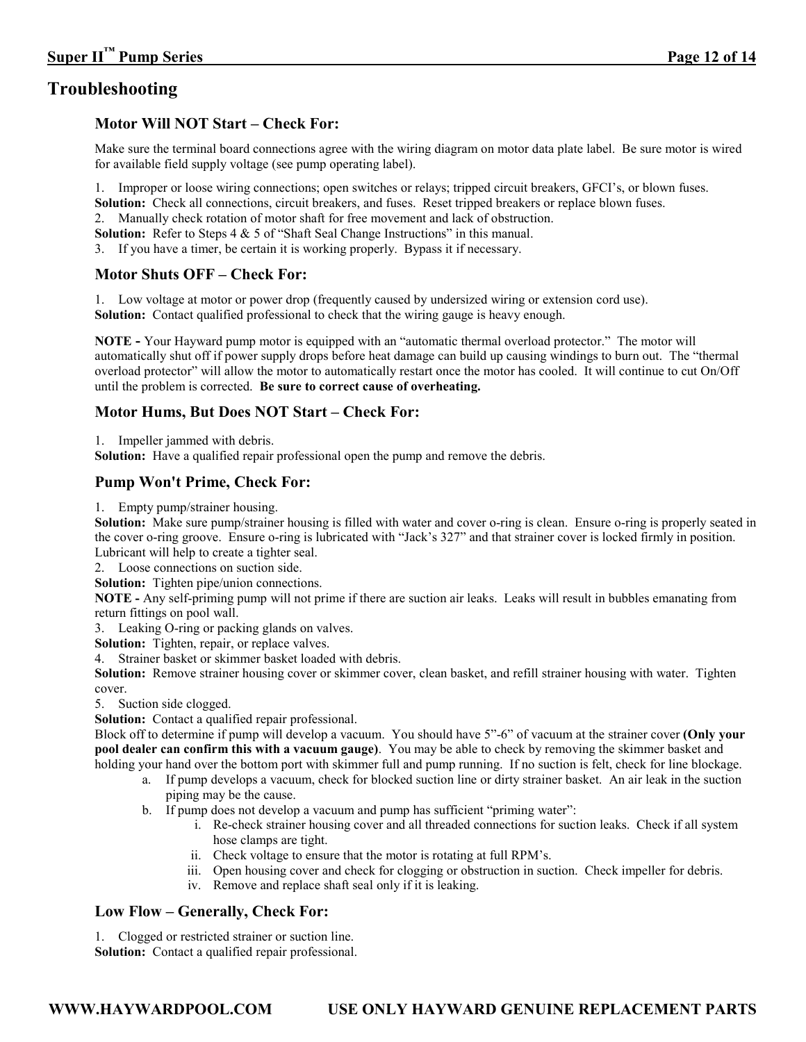# Troubleshooting

### Motor Will NOT Start – Check For:

Make sure the terminal board connections agree with the wiring diagram on motor data plate label. Be sure motor is wired for available field supply voltage (see pump operating label).

1. Improper or loose wiring connections; open switches or relays; tripped circuit breakers, GFCI's, or blown fuses.

**Solution:** Check all connections, circuit breakers, and fuses. Reset tripped breakers or replace blown fuses.

2. Manually check rotation of motor shaft for free movement and lack of obstruction.

**Solution:** Refer to Steps 4 & 5 of "Shaft Seal Change Instructions" in this manual.

3. If you have a timer, be certain it is working properly. Bypass it if necessary.

### Motor Shuts OFF – Check For:

1. Low voltage at motor or power drop (frequently caused by undersized wiring or extension cord use).

**Solution:** Contact qualified professional to check that the wiring gauge is heavy enough.

**NOTE -** Your Hayward pump motor is equipped with an "automatic thermal overload protector." The motor will automatically shut off if power supply drops before heat damage can build up causing windings to burn out. The "thermal overload protector" will allow the motor to automatically restart once the motor has cooled. It will continue to cut On/Off until the problem is corrected. **Be sure to correct cause of overheating.**

### Motor Hums, But Does NOT Start – Check For:

1. Impeller jammed with debris.

**Solution:** Have a qualified repair professional open the pump and remove the debris.

### Pump Won't Prime, Check For:

1. Empty pump/strainer housing.

**Solution:** Make sure pump/strainer housing is filled with water and cover o-ring is clean. Ensure o-ring is properly seated in the cover o-ring groove. Ensure o-ring is lubricated with "Jack's 327" and that strainer cover is locked firmly in position. Lubricant will help to create a tighter seal.

2. Loose connections on suction side.

**Solution:** Tighten pipe/union connections.

**NOTE -** Any self-priming pump will not prime if there are suction air leaks. Leaks will result in bubbles emanating from return fittings on pool wall.

3. Leaking O-ring or packing glands on valves.

**Solution:** Tighten, repair, or replace valves.

4. Strainer basket or skimmer basket loaded with debris.

**Solution:** Remove strainer housing cover or skimmer cover, clean basket, and refill strainer housing with water. Tighten cover.

5. Suction side clogged.

**Solution:** Contact a qualified repair professional.

Block off to determine if pump will develop a vacuum. You should have 5"-6" of vacuum at the strainer cover **(Only your pool dealer can confirm this with a vacuum gauge)**. You may be able to check by removing the skimmer basket and holding your hand over the bottom port with skimmer full and pump running. If no suction is felt, check for line blockage.

a. If pump develops a vacuum, check for blocked suction line or dirty strainer basket. An air leak in the suction piping may be the cause.
b. If pump does not develop a vacuum and pump has sufficient "priming water":
    i. Re-check strainer housing cover and all threaded connections for suction leaks. Check if all system hose clamps are tight.
    ii. Check voltage to ensure that the motor is rotating at full RPM's.
    iii. Open housing cover and check for clogging or obstruction in suction. Check impeller for debris.
    iv. Remove and replace shaft seal only if it is leaking.

### Low Flow – Generally, Check For:

1. Clogged or restricted strainer or suction line.

**Solution:** Contact a qualified repair professional.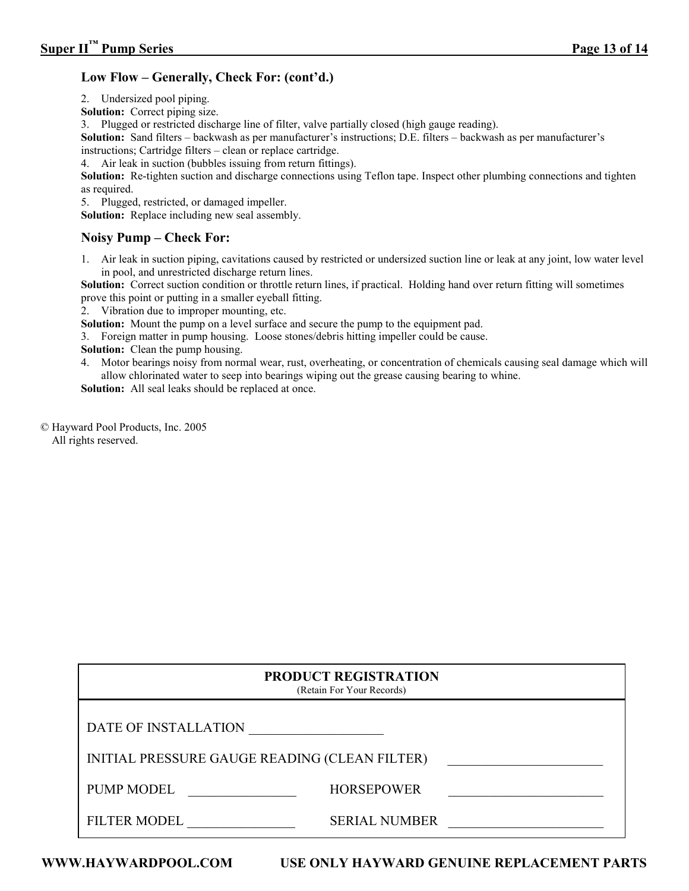### Low Flow – Generally, Check For: (cont'd.)

2. Undersized pool piping.

**Solution:** Correct piping size.

3. Plugged or restricted discharge line of filter, valve partially closed (high gauge reading).

**Solution:** Sand filters – backwash as per manufacturer's instructions; D.E. filters – backwash as per manufacturer's instructions; Cartridge filters – clean or replace cartridge.

4. Air leak in suction (bubbles issuing from return fittings).

**Solution:** Re-tighten suction and discharge connections using Teflon tape. Inspect other plumbing connections and tighten as required.

5. Plugged, restricted, or damaged impeller.

**Solution:** Replace including new seal assembly.

### Noisy Pump – Check For:

1. Air leak in suction piping, cavitations caused by restricted or undersized suction line or leak at any joint, low water level in pool, and unrestricted discharge return lines.

**Solution:** Correct suction condition or throttle return lines, if practical. Holding hand over return fitting will sometimes prove this point or putting in a smaller eyeball fitting.

2. Vibration due to improper mounting, etc.

**Solution:** Mount the pump on a level surface and secure the pump to the equipment pad.

3. Foreign matter in pump housing. Loose stones/debris hitting impeller could be cause.

**Solution:** Clean the pump housing.

4. Motor bearings noisy from normal wear, rust, overheating, or concentration of chemicals causing seal damage which will allow chlorinated water to seep into bearings wiping out the grease causing bearing to whine.

**Solution:** All seal leaks should be replaced at once.

© Hayward Pool Products, Inc. 2005
All rights reserved.

| **PRODUCT REGISTRATION** (Retain For Your Records) | | | |
|---|---|---|---|
| DATE OF INSTALLATION ____________________ | | | |
| INITIAL PRESSURE GAUGE READING (CLEAN FILTER) | | | _______________________ |
| PUMP MODEL | ________________ | HORSEPOWER | _______________________ |
| FILTER MODEL | ________________ | SERIAL NUMBER | _______________________ |

WWW.HAYWARDPOOL.COM USE ONLY HAYWARD GENUINE REPLACEMENT PARTS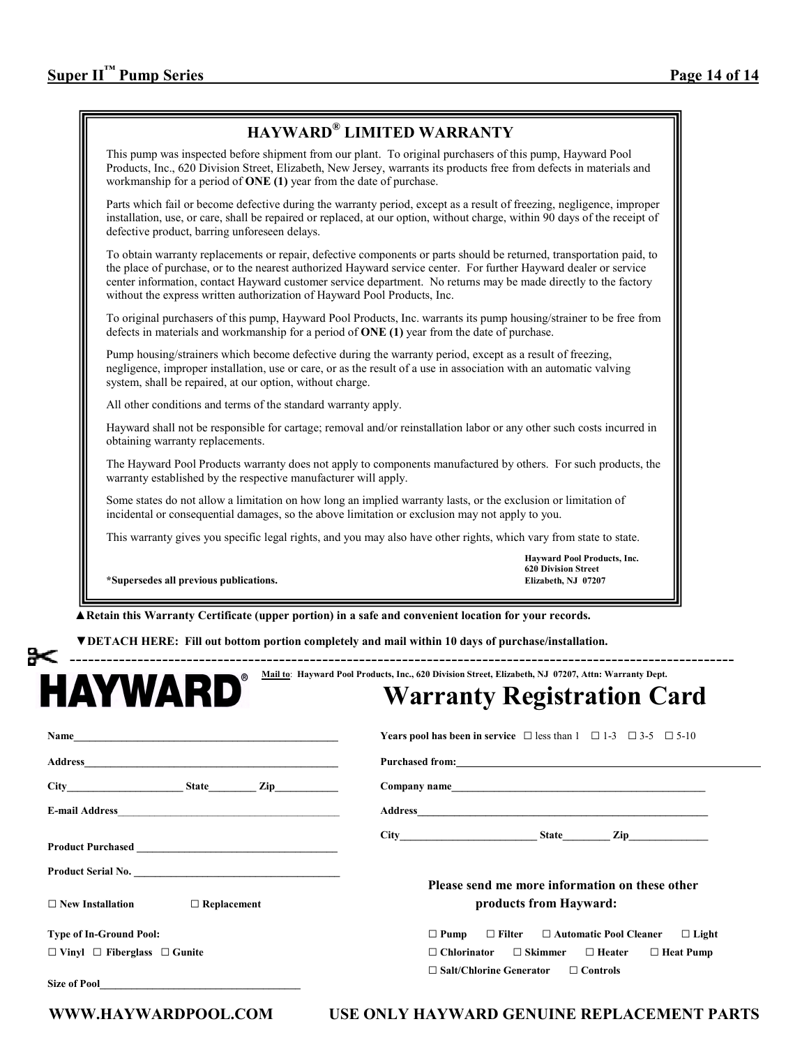## HAYWARD® LIMITED WARRANTY

This pump was inspected before shipment from our plant. To original purchasers of this pump, Hayward Pool Products, Inc., 620 Division Street, Elizabeth, New Jersey, warrants its products free from defects in materials and workmanship for a period of **ONE (1)** year from the date of purchase.

Parts which fail or become defective during the warranty period, except as a result of freezing, negligence, improper installation, use, or care, shall be repaired or replaced, at our option, without charge, within 90 days of the receipt of defective product, barring unforeseen delays.

To obtain warranty replacements or repair, defective components or parts should be returned, transportation paid, to the place of purchase, or to the nearest authorized Hayward service center. For further Hayward dealer or service center information, contact Hayward customer service department. No returns may be made directly to the factory without the express written authorization of Hayward Pool Products, Inc.

To original purchasers of this pump, Hayward Pool Products, Inc. warrants its pump housing/strainer to be free from defects in materials and workmanship for a period of **ONE (1)** year from the date of purchase.

Pump housing/strainers which become defective during the warranty period, except as a result of freezing, negligence, improper installation, use or care, or as the result of a use in association with an automatic valving system, shall be repaired, at our option, without charge.

All other conditions and terms of the standard warranty apply.

Hayward shall not be responsible for cartage; removal and/or reinstallation labor or any other such costs incurred in obtaining warranty replacements.

The Hayward Pool Products warranty does not apply to components manufactured by others. For such products, the warranty established by the respective manufacturer will apply.

Some states do not allow a limitation on how long an implied warranty lasts, or the exclusion or limitation of incidental or consequential damages, so the above limitation or exclusion may not apply to you.

This warranty gives you specific legal rights, and you may also have other rights, which vary from state to state.

**\*Supersedes all previous publications.**

**Hayward Pool Products, Inc.**
**620 Division Street**
**Elizabeth, NJ 07207**

**▲Retain this Warranty Certificate (upper portion) in a safe and convenient location for your records.**

**▼DETACH HERE: Fill out bottom portion completely and mail within 10 days of purchase/installation.**

---

**HAYWARD®**

**Mail to: Hayward Pool Products, Inc., 620 Division Street, Elizabeth, NJ 07207, Attn: Warranty Dept.**

# Warranty Registration Card

**Name**\_\_\_\_\_\_\_\_\_\_\_\_\_\_\_\_\_\_\_\_\_\_\_\_\_\_\_\_\_\_\_\_\_\_\_\_\_\_\_\_

**Address**\_\_\_\_\_\_\_\_\_\_\_\_\_\_\_\_\_\_\_\_\_\_\_\_\_\_\_\_\_\_\_\_\_\_\_\_\_\_\_\_

**City**\_\_\_\_\_\_\_\_\_\_\_\_\_\_\_\_ **State**\_\_\_\_\_\_\_ **Zip**\_\_\_\_\_\_\_\_\_

**E-mail Address**\_\_\_\_\_\_\_\_\_\_\_\_\_\_\_\_\_\_\_\_\_\_\_\_\_\_\_\_\_\_\_\_\_\_

**Product Purchased** \_\_\_\_\_\_\_\_\_\_\_\_\_\_\_\_\_\_\_\_\_\_\_\_\_\_\_\_\_\_\_

**Product Serial No.** \_\_\_\_\_\_\_\_\_\_\_\_\_\_\_\_\_\_\_\_\_\_\_\_\_\_\_\_\_\_\_

☐ **New Installation** ☐ **Replacement**

**Type of In-Ground Pool:**

☐ **Vinyl** ☐ **Fiberglass** ☐ **Gunite**

**Size of Pool**\_\_\_\_\_\_\_\_\_\_\_\_\_\_\_\_\_\_\_\_\_\_\_\_\_\_\_\_\_\_\_

**Years pool has been in service** ☐ less than 1 ☐ 1-3 ☐ 3-5 ☐ 5-10

**Purchased from:**\_\_\_\_\_\_\_\_\_\_\_\_\_\_\_\_\_\_\_\_\_\_\_\_\_\_\_\_\_\_\_\_\_\_\_\_\_\_\_\_

**Company name**\_\_\_\_\_\_\_\_\_\_\_\_\_\_\_\_\_\_\_\_\_\_\_\_\_\_\_\_\_\_\_\_\_\_\_\_\_\_

**Address**\_\_\_\_\_\_\_\_\_\_\_\_\_\_\_\_\_\_\_\_\_\_\_\_\_\_\_\_\_\_\_\_\_\_\_\_\_\_\_\_\_\_\_

**City**\_\_\_\_\_\_\_\_\_\_\_\_\_\_\_\_\_\_\_\_ **State**\_\_\_\_\_\_\_ **Zip**\_\_\_\_\_\_\_\_\_\_\_

**Please send me more information on these other products from Hayward:**

☐ **Pump** ☐ **Filter** ☐ **Automatic Pool Cleaner** ☐ **Light**

☐ **Chlorinator** ☐ **Skimmer** ☐ **Heater** ☐ **Heat Pump**

☐ **Salt/Chlorine Generator** ☐ **Controls**

**WWW.HAYWARDPOOL.COM** **USE ONLY HAYWARD GENUINE REPLACEMENT PARTS**